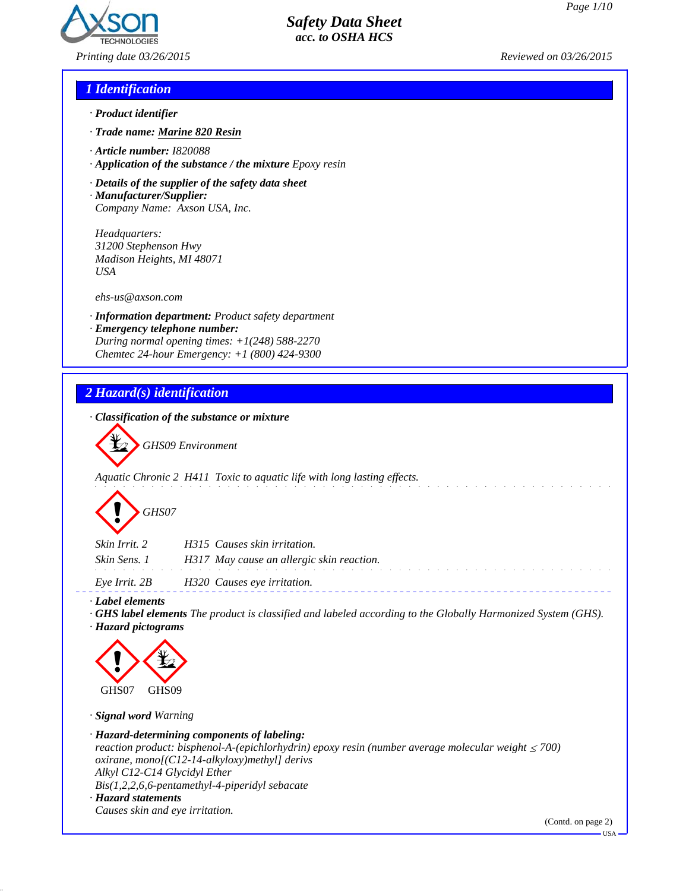# Safety Data Sheet
acc. to OSHA HCS

Printing date 03/26/2015 Reviewed on 03/26/2015

## 1 Identification

· **Product identifier**

· **Trade name:** Marine 820 Resin

· **Article number:** I820088

· **Application of the substance / the mixture** Epoxy resin

· **Details of the supplier of the safety data sheet**

· **Manufacturer/Supplier:**
Company Name: Axson USA, Inc.

Headquarters:
31200 Stephenson Hwy
Madison Heights, MI 48071
USA

ehs-us@axson.com

· **Information department:** Product safety department

· **Emergency telephone number:**
During normal opening times: +1(248) 588-2270
Chemtec 24-hour Emergency: +1 (800) 424-9300

## 2 Hazard(s) identification

· **Classification of the substance or mixture**

GHS09 Environment

Aquatic Chronic 2 H411 Toxic to aquatic life with long lasting effects.

GHS07

Skin Irrit. 2 H315 Causes skin irritation.
Skin Sens. 1 H317 May cause an allergic skin reaction.

Eye Irrit. 2B H320 Causes eye irritation.

· **Label elements**

· **GHS label elements** The product is classified and labeled according to the Globally Harmonized System (GHS).

· **Hazard pictograms**

GHS07 GHS09

· **Signal word** Warning

· **Hazard-determining components of labeling:**
reaction product: bisphenol-A-(epichlorhydrin) epoxy resin (number average molecular weight ≤ 700)
oxirane, mono[(C12-14-alkyloxy)methyl] derivs
Alkyl C12-C14 Glycidyl Ether
Bis(1,2,2,6,6-pentamethyl-4-piperidyl sebacate

· **Hazard statements**
Causes skin and eye irritation.

(Contd. on page 2)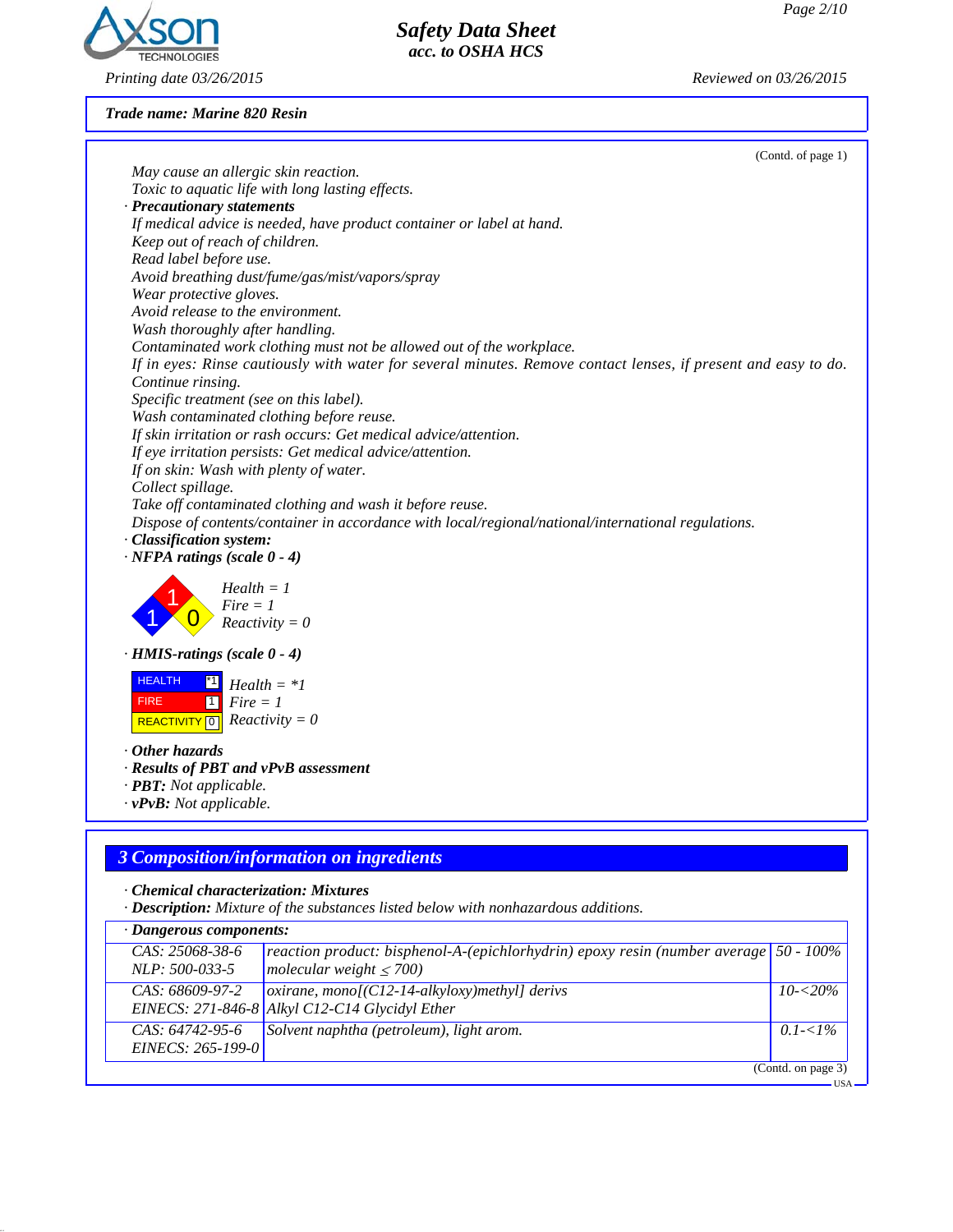**Trade name: Marine 820 Resin**

(Contd. of page 1)

May cause an allergic skin reaction.
Toxic to aquatic life with long lasting effects.

· **Precautionary statements**
If medical advice is needed, have product container or label at hand.
Keep out of reach of children.
Read label before use.
Avoid breathing dust/fume/gas/mist/vapors/spray
Wear protective gloves.
Avoid release to the environment.
Wash thoroughly after handling.
Contaminated work clothing must not be allowed out of the workplace.
If in eyes: Rinse cautiously with water for several minutes. Remove contact lenses, if present and easy to do. Continue rinsing.
Specific treatment (see on this label).
Wash contaminated clothing before reuse.
If skin irritation or rash occurs: Get medical advice/attention.
If eye irritation persists: Get medical advice/attention.
If on skin: Wash with plenty of water.
Collect spillage.
Take off contaminated clothing and wash it before reuse.
Dispose of contents/container in accordance with local/regional/national/international regulations.

· **Classification system:**

· **NFPA ratings (scale 0 - 4)**

Health = 1
Fire = 1
Reactivity = 0

· **HMIS-ratings (scale 0 - 4)**

| HEALTH | *1 |
|---|---|
| FIRE | 1 |
| REACTIVITY | 0 |

Health = *1
Fire = 1
Reactivity = 0

· **Other hazards**

· **Results of PBT and vPvB assessment**

· **PBT:** Not applicable.

· **vPvB:** Not applicable.

## 3 Composition/information on ingredients

· **Chemical characterization: Mixtures**

· **Description:** Mixture of the substances listed below with nonhazardous additions.

· **Dangerous components:**

| CAS / EC | Name | Concentration |
|---|---|---|
| CAS: 25068-38-6<br>NLP: 500-033-5 | reaction product: bisphenol-A-(epichlorhydrin) epoxy resin (number average molecular weight ≤ 700) | 50 - 100% |
| CAS: 68609-97-2<br>EINECS: 271-846-8 | oxirane, mono[(C12-14-alkyloxy)methyl] derivs<br>Alkyl C12-C14 Glycidyl Ether | 10-<20% |
| CAS: 64742-95-6<br>EINECS: 265-199-0 | Solvent naphtha (petroleum), light arom. | 0.1-<1% |

(Contd. on page 3)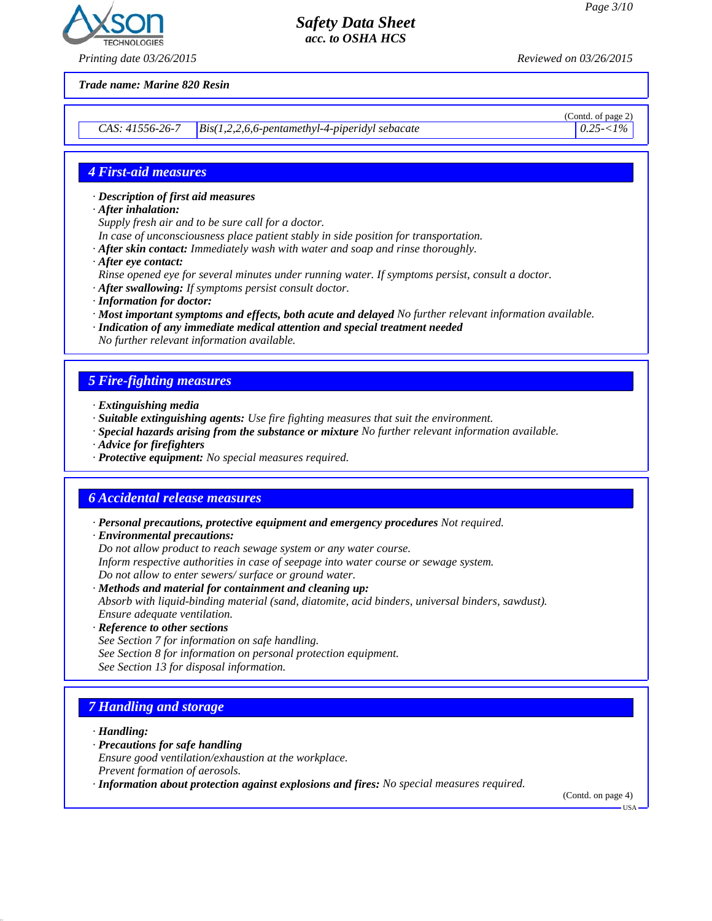Trade name: Marine 820 Resin

(Contd. of page 2)

| CAS: 41556-26-7 | Bis(1,2,2,6,6-pentamethyl-4-piperidyl sebacate | 0.25-<1% |
|---|---|---|

## 4 First-aid measures

· **Description of first aid measures**
· **After inhalation:**
Supply fresh air and to be sure call for a doctor.
In case of unconsciousness place patient stably in side position for transportation.
· **After skin contact:** Immediately wash with water and soap and rinse thoroughly.
· **After eye contact:**
Rinse opened eye for several minutes under running water. If symptoms persist, consult a doctor.
· **After swallowing:** If symptoms persist consult doctor.
· **Information for doctor:**
· **Most important symptoms and effects, both acute and delayed** No further relevant information available.
· **Indication of any immediate medical attention and special treatment needed**
No further relevant information available.

## 5 Fire-fighting measures

· **Extinguishing media**
· **Suitable extinguishing agents:** Use fire fighting measures that suit the environment.
· **Special hazards arising from the substance or mixture** No further relevant information available.
· **Advice for firefighters**
· **Protective equipment:** No special measures required.

## 6 Accidental release measures

· **Personal precautions, protective equipment and emergency procedures** Not required.
· **Environmental precautions:**
Do not allow product to reach sewage system or any water course.
Inform respective authorities in case of seepage into water course or sewage system.
Do not allow to enter sewers/ surface or ground water.
· **Methods and material for containment and cleaning up:**
Absorb with liquid-binding material (sand, diatomite, acid binders, universal binders, sawdust).
Ensure adequate ventilation.
· **Reference to other sections**
See Section 7 for information on safe handling.
See Section 8 for information on personal protection equipment.
See Section 13 for disposal information.

## 7 Handling and storage

· **Handling:**
· **Precautions for safe handling**
Ensure good ventilation/exhaustion at the workplace.
Prevent formation of aerosols.
· **Information about protection against explosions and fires:** No special measures required.

(Contd. on page 4)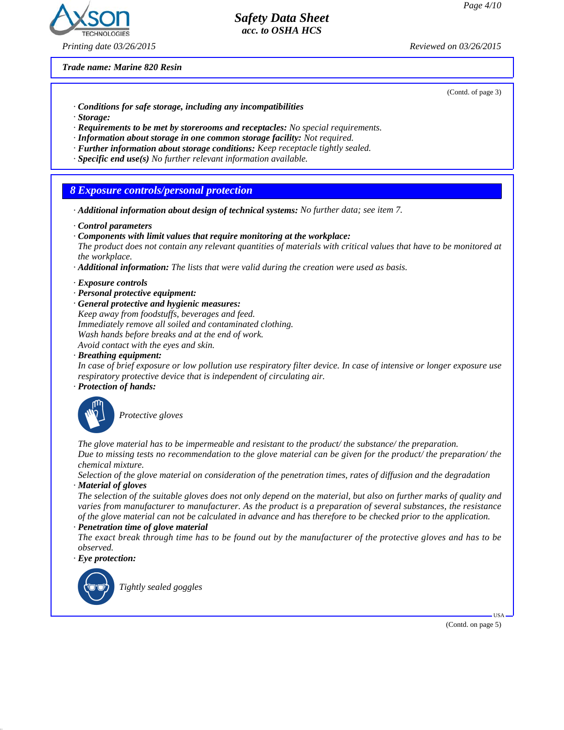**Trade name: Marine 820 Resin**

(Contd. of page 3)

· **Conditions for safe storage, including any incompatibilities**
· **Storage:**
· **Requirements to be met by storerooms and receptacles:** No special requirements.
· **Information about storage in one common storage facility:** Not required.
· **Further information about storage conditions:** Keep receptacle tightly sealed.
· **Specific end use(s)** No further relevant information available.

## 8 Exposure controls/personal protection

· **Additional information about design of technical systems:** No further data; see item 7.

· **Control parameters**
· **Components with limit values that require monitoring at the workplace:**
The product does not contain any relevant quantities of materials with critical values that have to be monitored at the workplace.
· **Additional information:** The lists that were valid during the creation were used as basis.

· **Exposure controls**
· **Personal protective equipment:**
· **General protective and hygienic measures:**
Keep away from foodstuffs, beverages and feed.
Immediately remove all soiled and contaminated clothing.
Wash hands before breaks and at the end of work.
Avoid contact with the eyes and skin.
· **Breathing equipment:**
In case of brief exposure or low pollution use respiratory filter device. In case of intensive or longer exposure use respiratory protective device that is independent of circulating air.
· **Protection of hands:**

Protective gloves

The glove material has to be impermeable and resistant to the product/ the substance/ the preparation.
Due to missing tests no recommendation to the glove material can be given for the product/ the preparation/ the chemical mixture.
Selection of the glove material on consideration of the penetration times, rates of diffusion and the degradation
· **Material of gloves**
The selection of the suitable gloves does not only depend on the material, but also on further marks of quality and varies from manufacturer to manufacturer. As the product is a preparation of several substances, the resistance of the glove material can not be calculated in advance and has therefore to be checked prior to the application.
· **Penetration time of glove material**
The exact break through time has to be found out by the manufacturer of the protective gloves and has to be observed.
· **Eye protection:**

Tightly sealed goggles

(Contd. on page 5)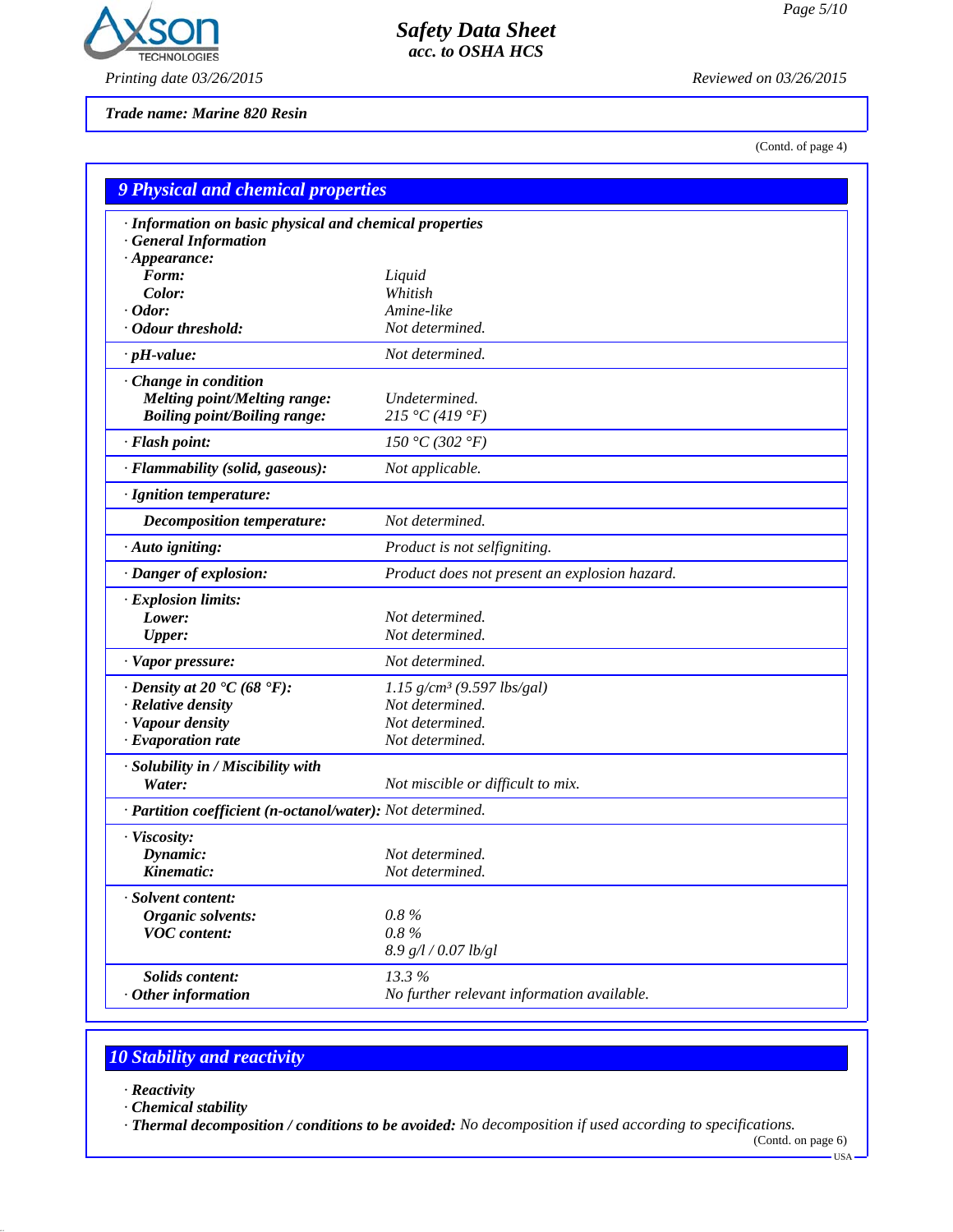**Trade name: Marine 820 Resin**

(Contd. of page 4)

## 9 Physical and chemical properties

| Property | Value |
|---|---|
| · **Information on basic physical and chemical properties** | |
| · **General Information** | |
| · **Appearance:** | |
| **Form:** | Liquid |
| **Color:** | Whitish |
| · **Odor:** | Amine-like |
| · **Odour threshold:** | Not determined. |
| · **pH-value:** | Not determined. |
| · **Change in condition** | |
| **Melting point/Melting range:** | Undetermined. |
| **Boiling point/Boiling range:** | 215 °C (419 °F) |
| · **Flash point:** | 150 °C (302 °F) |
| · **Flammability (solid, gaseous):** | Not applicable. |
| · **Ignition temperature:** | |
| **Decomposition temperature:** | Not determined. |
| · **Auto igniting:** | Product is not selfigniting. |
| · **Danger of explosion:** | Product does not present an explosion hazard. |
| · **Explosion limits:** | |
| **Lower:** | Not determined. |
| **Upper:** | Not determined. |
| · **Vapor pressure:** | Not determined. |
| · **Density at 20 °C (68 °F):** | 1.15 g/cm³ (9.597 lbs/gal) |
| · **Relative density** | Not determined. |
| · **Vapour density** | Not determined. |
| · **Evaporation rate** | Not determined. |
| · **Solubility in / Miscibility with** | |
| **Water:** | Not miscible or difficult to mix. |
| · **Partition coefficient (n-octanol/water):** | Not determined. |
| · **Viscosity:** | |
| **Dynamic:** | Not determined. |
| **Kinematic:** | Not determined. |
| · **Solvent content:** | |
| **Organic solvents:** | 0.8 % |
| **VOC content:** | 0.8 % |
| | 8.9 g/l / 0.07 lb/gl |
| **Solids content:** | 13.3 % |
| · **Other information** | No further relevant information available. |

## 10 Stability and reactivity

· **Reactivity**

· **Chemical stability**

· **Thermal decomposition / conditions to be avoided:** No decomposition if used according to specifications.

(Contd. on page 6)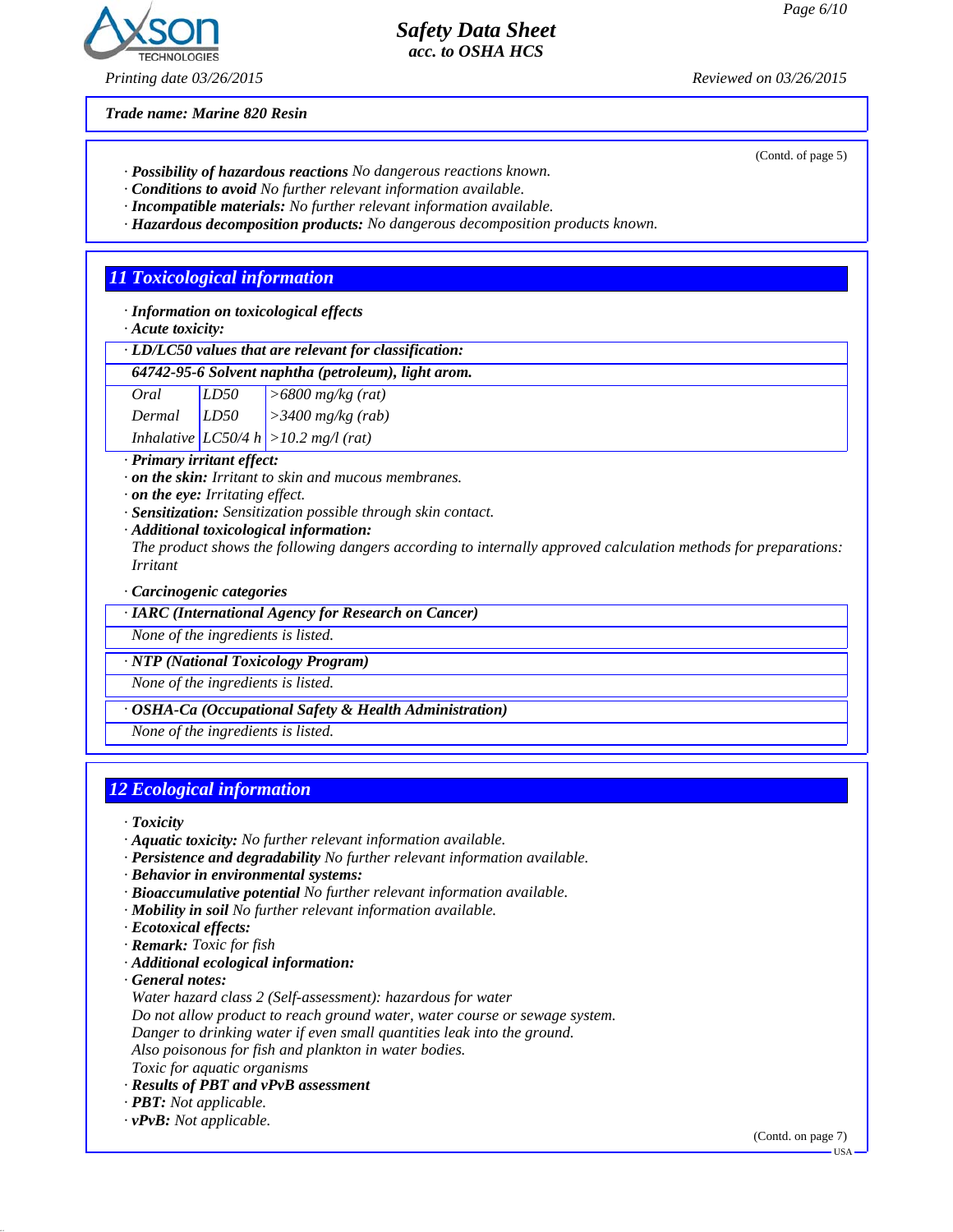**Trade name: Marine 820 Resin**

(Contd. of page 5)

· **Possibility of hazardous reactions** No dangerous reactions known.
· **Conditions to avoid** No further relevant information available.
· **Incompatible materials:** No further relevant information available.
· **Hazardous decomposition products:** No dangerous decomposition products known.

## 11 Toxicological information

· **Information on toxicological effects**
· **Acute toxicity:**

· **LD/LC50 values that are relevant for classification:**

| **64742-95-6 Solvent naphtha (petroleum), light arom.** | | |
|---|---|---|
| Oral | LD50 | >6800 mg/kg (rat) |
| Dermal | LD50 | >3400 mg/kg (rab) |
| Inhalative | LC50/4 h | >10.2 mg/l (rat) |

· **Primary irritant effect:**
· **on the skin:** Irritant to skin and mucous membranes.
· **on the eye:** Irritating effect.
· **Sensitization:** Sensitization possible through skin contact.
· **Additional toxicological information:**
The product shows the following dangers according to internally approved calculation methods for preparations:
Irritant

· **Carcinogenic categories**

· **IARC (International Agency for Research on Cancer)**
None of the ingredients is listed.

· **NTP (National Toxicology Program)**
None of the ingredients is listed.

· **OSHA-Ca (Occupational Safety & Health Administration)**
None of the ingredients is listed.

## 12 Ecological information

· **Toxicity**
· **Aquatic toxicity:** No further relevant information available.
· **Persistence and degradability** No further relevant information available.
· **Behavior in environmental systems:**
· **Bioaccumulative potential** No further relevant information available.
· **Mobility in soil** No further relevant information available.
· **Ecotoxical effects:**
· **Remark:** Toxic for fish
· **Additional ecological information:**
· **General notes:**
Water hazard class 2 (Self-assessment): hazardous for water
Do not allow product to reach ground water, water course or sewage system.
Danger to drinking water if even small quantities leak into the ground.
Also poisonous for fish and plankton in water bodies.
Toxic for aquatic organisms
· **Results of PBT and vPvB assessment**
· **PBT:** Not applicable.
· **vPvB:** Not applicable.

(Contd. on page 7)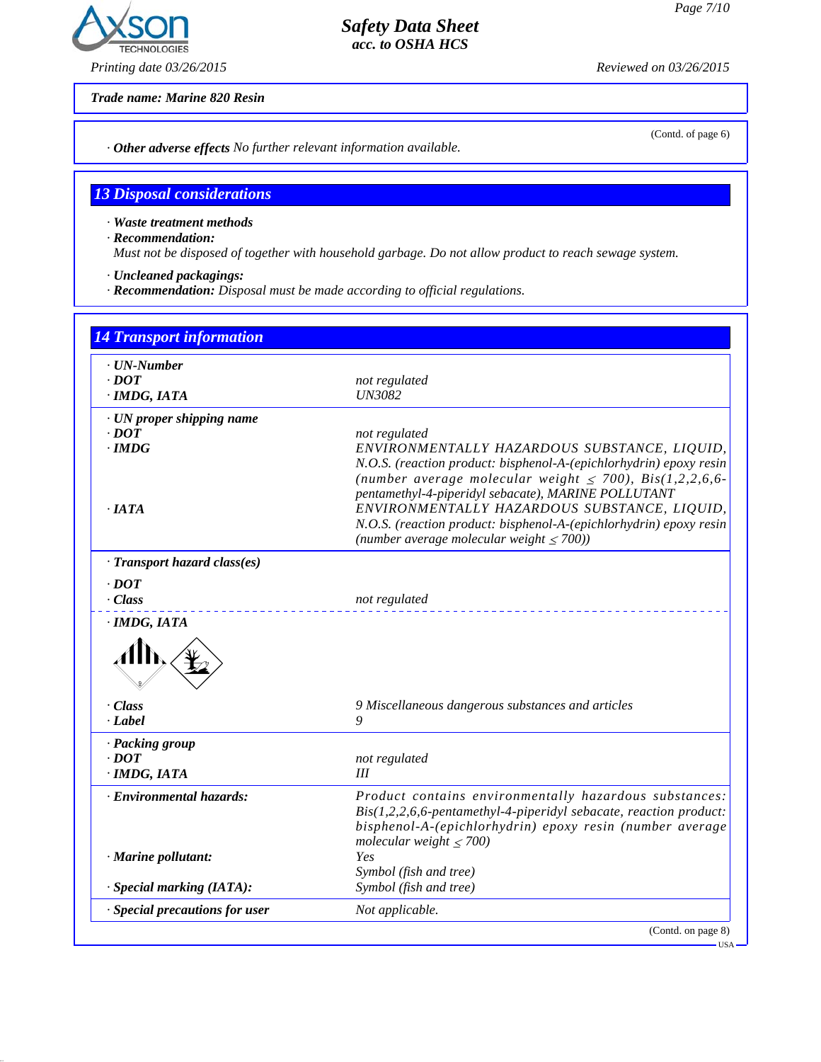**Trade name: Marine 820 Resin**

(Contd. of page 6)

· **Other adverse effects** No further relevant information available.

## 13 Disposal considerations

· **Waste treatment methods**
· **Recommendation:**
Must not be disposed of together with household garbage. Do not allow product to reach sewage system.

· **Uncleaned packagings:**
· **Recommendation:** Disposal must be made according to official regulations.

## 14 Transport information

| | |
|---|---|
| · **UN-Number** | |
| · **DOT** | not regulated |
| · **IMDG, IATA** | UN3082 |
| · **UN proper shipping name** | |
| · **DOT** | not regulated |
| · **IMDG** | ENVIRONMENTALLY HAZARDOUS SUBSTANCE, LIQUID, N.O.S. (reaction product: bisphenol-A-(epichlorhydrin) epoxy resin (number average molecular weight ≤ 700), Bis(1,2,2,6,6-pentamethyl-4-piperidyl sebacate), MARINE POLLUTANT |
| · **IATA** | ENVIRONMENTALLY HAZARDOUS SUBSTANCE, LIQUID, N.O.S. (reaction product: bisphenol-A-(epichlorhydrin) epoxy resin (number average molecular weight ≤ 700)) |
| · **Transport hazard class(es)** | |
| · **DOT** | |
| · **Class** | not regulated |
| · **IMDG, IATA** | |
| · **Class** | 9 Miscellaneous dangerous substances and articles |
| · **Label** | 9 |
| · **Packing group** | |
| · **DOT** | not regulated |
| · **IMDG, IATA** | III |
| · **Environmental hazards:** | Product contains environmentally hazardous substances: Bis(1,2,2,6,6-pentamethyl-4-piperidyl sebacate, reaction product: bisphenol-A-(epichlorhydrin) epoxy resin (number average molecular weight ≤ 700) |
| · **Marine pollutant:** | Yes<br>Symbol (fish and tree) |
| · **Special marking (IATA):** | Symbol (fish and tree) |
| · **Special precautions for user** | Not applicable. |

(Contd. on page 8)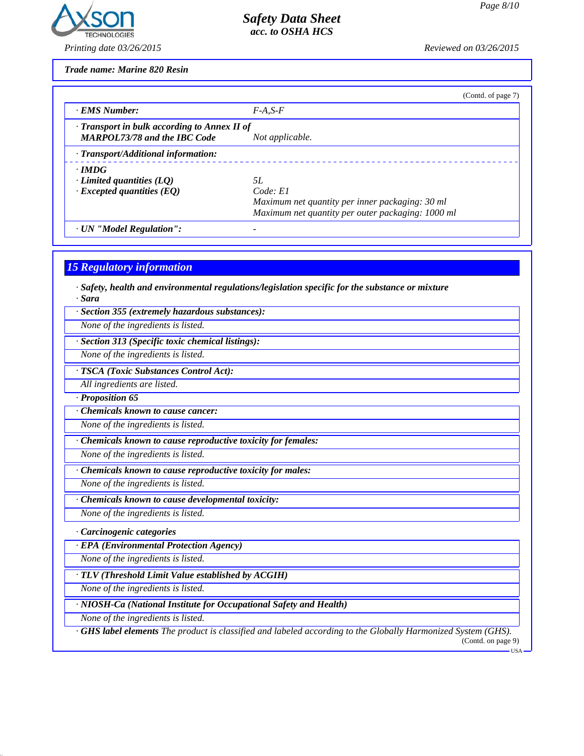**Trade name: Marine 820 Resin**

(Contd. of page 7)

| | |
|---|---|
| · **EMS Number:** | F-A,S-F |
| · **Transport in bulk according to Annex II of MARPOL73/78 and the IBC Code** | Not applicable. |
| · **Transport/Additional information:** | |
| · **IMDG** | |
| · **Limited quantities (LQ)** | 5L |
| · **Excepted quantities (EQ)** | Code: E1<br>Maximum net quantity per inner packaging: 30 ml<br>Maximum net quantity per outer packaging: 1000 ml |
| · **UN "Model Regulation":** | - |

## 15 Regulatory information

· **Safety, health and environmental regulations/legislation specific for the substance or mixture**

· **Sara**

· **Section 355 (extremely hazardous substances):**

None of the ingredients is listed.

· **Section 313 (Specific toxic chemical listings):**

None of the ingredients is listed.

· **TSCA (Toxic Substances Control Act):**

All ingredients are listed.

· **Proposition 65**

· **Chemicals known to cause cancer:**

None of the ingredients is listed.

· **Chemicals known to cause reproductive toxicity for females:**

None of the ingredients is listed.

· **Chemicals known to cause reproductive toxicity for males:**

None of the ingredients is listed.

· **Chemicals known to cause developmental toxicity:**

None of the ingredients is listed.

· **Carcinogenic categories**

· **EPA (Environmental Protection Agency)**

None of the ingredients is listed.

· **TLV (Threshold Limit Value established by ACGIH)**

None of the ingredients is listed.

· **NIOSH-Ca (National Institute for Occupational Safety and Health)**

None of the ingredients is listed.

· **GHS label elements** The product is classified and labeled according to the Globally Harmonized System (GHS).

(Contd. on page 9)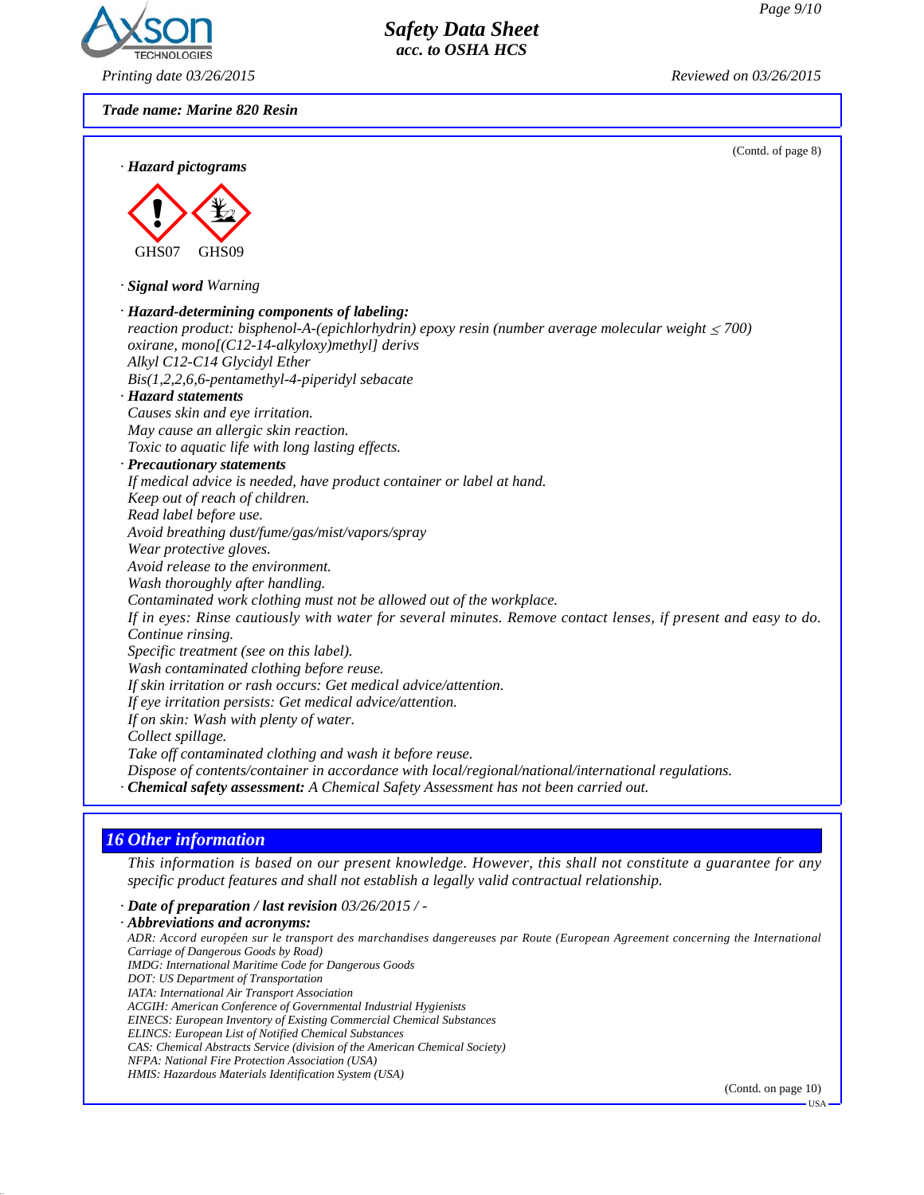**Trade name: Marine 820 Resin**

(Contd. of page 8)

· **Hazard pictograms**

GHS07 GHS09

· **Signal word** Warning

· **Hazard-determining components of labeling:**
reaction product: bisphenol-A-(epichlorhydrin) epoxy resin (number average molecular weight ≤ 700)
oxirane, mono[(C12-14-alkyloxy)methyl] derivs
Alkyl C12-C14 Glycidyl Ether
Bis(1,2,2,6,6-pentamethyl-4-piperidyl sebacate

· **Hazard statements**
Causes skin and eye irritation.
May cause an allergic skin reaction.
Toxic to aquatic life with long lasting effects.

· **Precautionary statements**
If medical advice is needed, have product container or label at hand.
Keep out of reach of children.
Read label before use.
Avoid breathing dust/fume/gas/mist/vapors/spray
Wear protective gloves.
Avoid release to the environment.
Wash thoroughly after handling.
Contaminated work clothing must not be allowed out of the workplace.
If in eyes: Rinse cautiously with water for several minutes. Remove contact lenses, if present and easy to do. Continue rinsing.
Specific treatment (see on this label).
Wash contaminated clothing before reuse.
If skin irritation or rash occurs: Get medical advice/attention.
If eye irritation persists: Get medical advice/attention.
If on skin: Wash with plenty of water.
Collect spillage.
Take off contaminated clothing and wash it before reuse.
Dispose of contents/container in accordance with local/regional/national/international regulations.

· **Chemical safety assessment:** A Chemical Safety Assessment has not been carried out.

## 16 Other information

This information is based on our present knowledge. However, this shall not constitute a guarantee for any specific product features and shall not establish a legally valid contractual relationship.

· **Date of preparation / last revision** 03/26/2015 / -

· **Abbreviations and acronyms:**
ADR: Accord européen sur le transport des marchandises dangereuses par Route (European Agreement concerning the International Carriage of Dangerous Goods by Road)
IMDG: International Maritime Code for Dangerous Goods
DOT: US Department of Transportation
IATA: International Air Transport Association
ACGIH: American Conference of Governmental Industrial Hygienists
EINECS: European Inventory of Existing Commercial Chemical Substances
ELINCS: European List of Notified Chemical Substances
CAS: Chemical Abstracts Service (division of the American Chemical Society)
NFPA: National Fire Protection Association (USA)
HMIS: Hazardous Materials Identification System (USA)

(Contd. on page 10)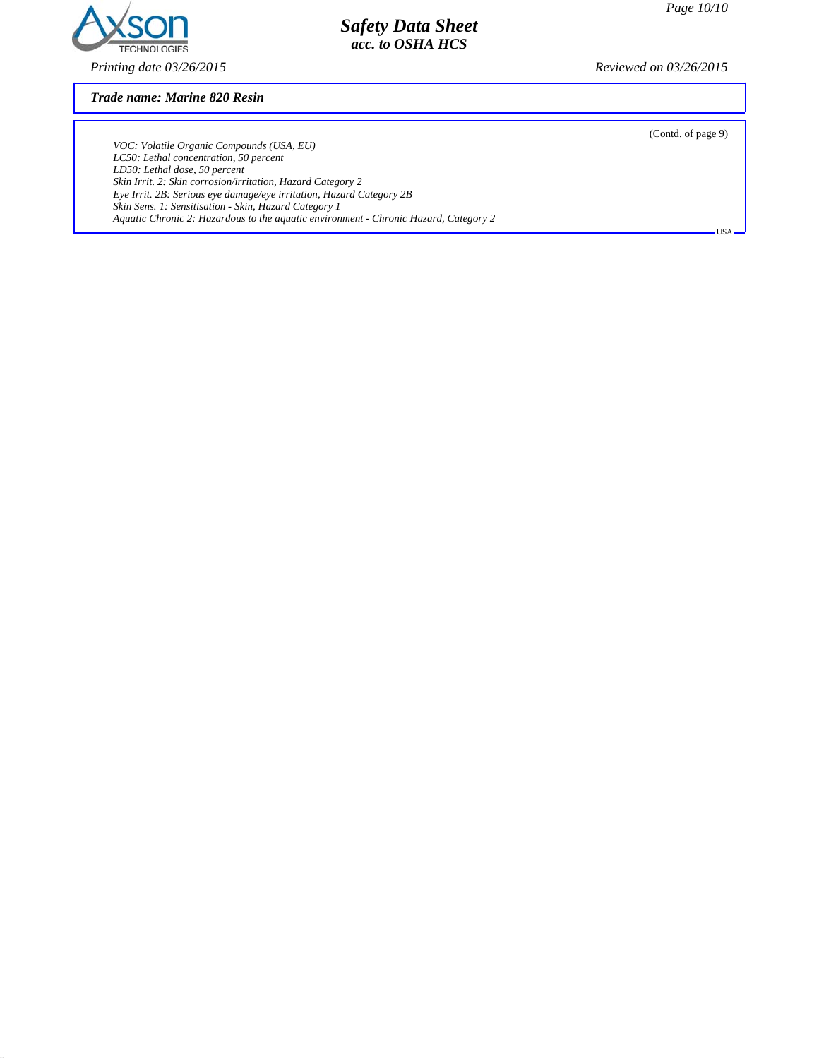*Trade name: Marine 820 Resin*

(Contd. of page 9)

*VOC: Volatile Organic Compounds (USA, EU)*
*LC50: Lethal concentration, 50 percent*
*LD50: Lethal dose, 50 percent*
*Skin Irrit. 2: Skin corrosion/irritation, Hazard Category 2*
*Eye Irrit. 2B: Serious eye damage/eye irritation, Hazard Category 2B*
*Skin Sens. 1: Sensitisation - Skin, Hazard Category 1*
*Aquatic Chronic 2: Hazardous to the aquatic environment - Chronic Hazard, Category 2*

USA